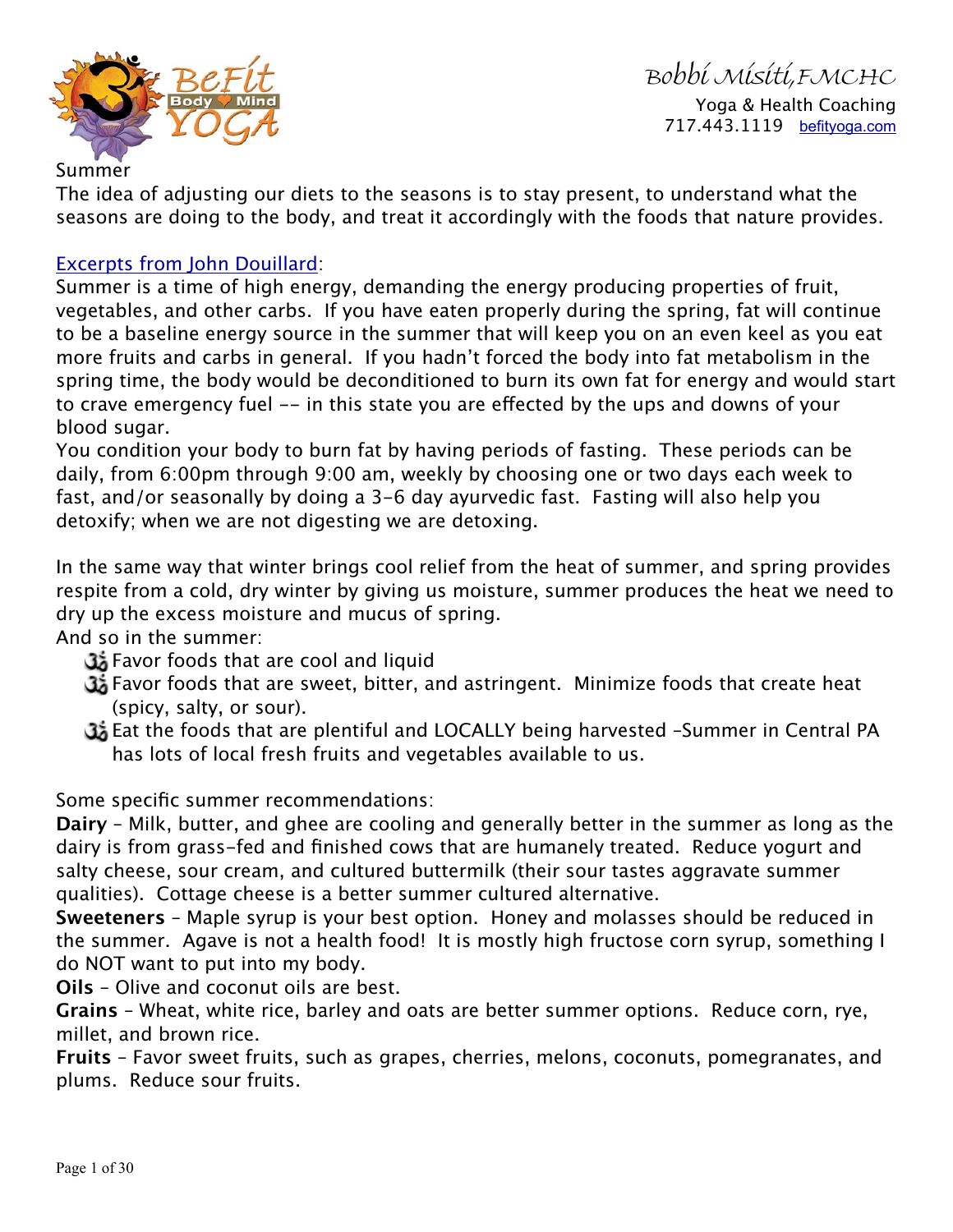Bobbi Misiti, FMCHC
Yoga & Health Coaching
717.443.1119 befityoga.com

# Summer

The idea of adjusting our diets to the seasons is to stay present, to understand what the seasons are doing to the body, and treat it accordingly with the foods that nature provides.

Excerpts from John Douillard:

Summer is a time of high energy, demanding the energy producing properties of fruit, vegetables, and other carbs. If you have eaten properly during the spring, fat will continue to be a baseline energy source in the summer that will keep you on an even keel as you eat more fruits and carbs in general. If you hadn't forced the body into fat metabolism in the spring time, the body would be deconditioned to burn its own fat for energy and would start to crave emergency fuel -- in this state you are effected by the ups and downs of your blood sugar.

You condition your body to burn fat by having periods of fasting. These periods can be daily, from 6:00pm through 9:00 am, weekly by choosing one or two days each week to fast, and/or seasonally by doing a 3-6 day ayurvedic fast. Fasting will also help you detoxify; when we are not digesting we are detoxing.

In the same way that winter brings cool relief from the heat of summer, and spring provides respite from a cold, dry winter by giving us moisture, summer produces the heat we need to dry up the excess moisture and mucus of spring.

And so in the summer:

- Favor foods that are cool and liquid
- Favor foods that are sweet, bitter, and astringent. Minimize foods that create heat (spicy, salty, or sour).
- Eat the foods that are plentiful and LOCALLY being harvested –Summer in Central PA has lots of local fresh fruits and vegetables available to us.

Some specific summer recommendations:

**Dairy** – Milk, butter, and ghee are cooling and generally better in the summer as long as the dairy is from grass-fed and finished cows that are humanely treated. Reduce yogurt and salty cheese, sour cream, and cultured buttermilk (their sour tastes aggravate summer qualities). Cottage cheese is a better summer cultured alternative.

**Sweeteners** – Maple syrup is your best option. Honey and molasses should be reduced in the summer. Agave is not a health food! It is mostly high fructose corn syrup, something I do NOT want to put into my body.

**Oils** – Olive and coconut oils are best.

**Grains** – Wheat, white rice, barley and oats are better summer options. Reduce corn, rye, millet, and brown rice.

**Fruits** – Favor sweet fruits, such as grapes, cherries, melons, coconuts, pomegranates, and plums. Reduce sour fruits.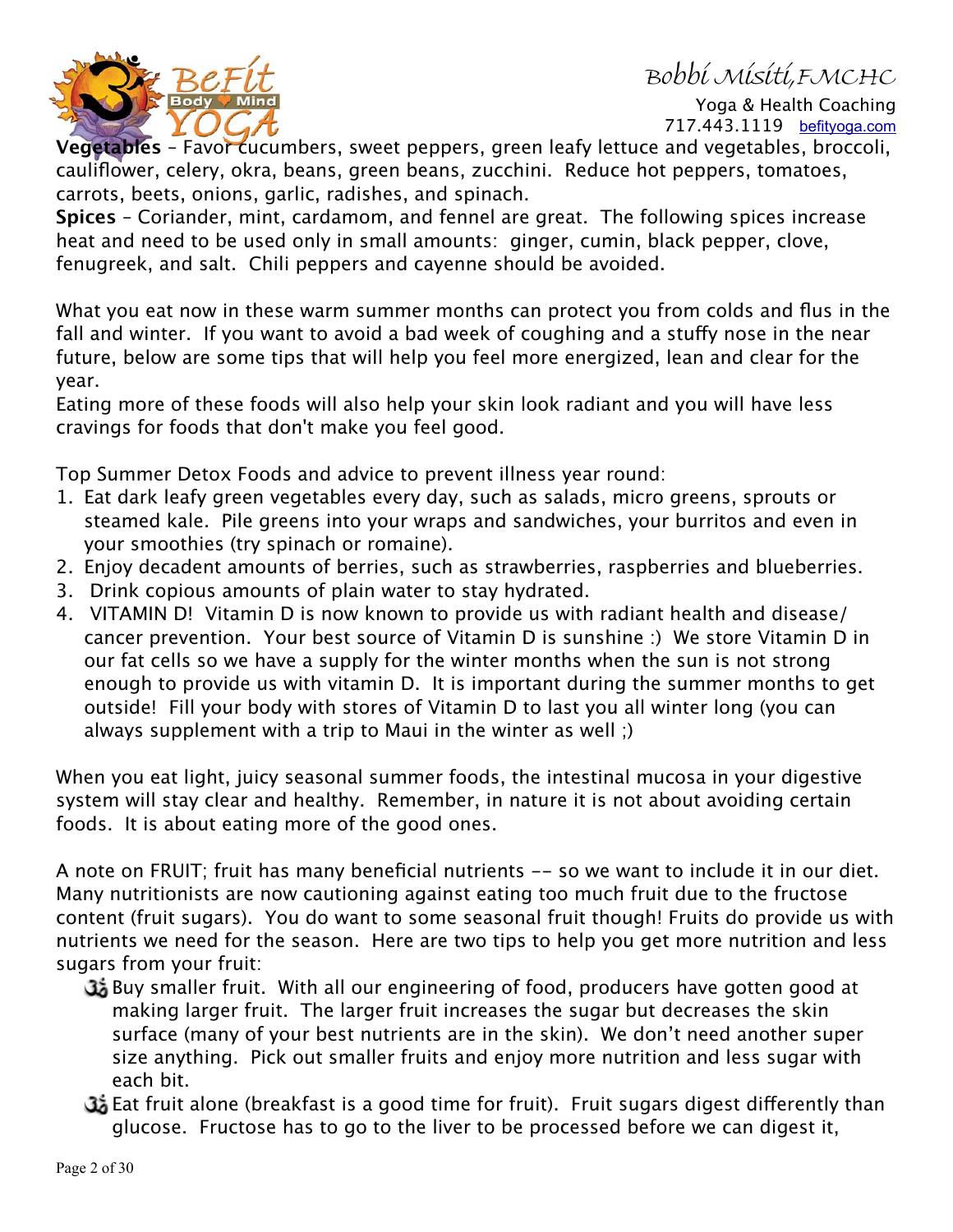**Vegetables** – Favor cucumbers, sweet peppers, green leafy lettuce and vegetables, broccoli, cauliflower, celery, okra, beans, green beans, zucchini. Reduce hot peppers, tomatoes, carrots, beets, onions, garlic, radishes, and spinach.

**Spices** – Coriander, mint, cardamom, and fennel are great. The following spices increase heat and need to be used only in small amounts: ginger, cumin, black pepper, clove, fenugreek, and salt. Chili peppers and cayenne should be avoided.

What you eat now in these warm summer months can protect you from colds and flus in the fall and winter. If you want to avoid a bad week of coughing and a stuffy nose in the near future, below are some tips that will help you feel more energized, lean and clear for the year.

Eating more of these foods will also help your skin look radiant and you will have less cravings for foods that don't make you feel good.

Top Summer Detox Foods and advice to prevent illness year round:

1. Eat dark leafy green vegetables every day, such as salads, micro greens, sprouts or steamed kale. Pile greens into your wraps and sandwiches, your burritos and even in your smoothies (try spinach or romaine).
2. Enjoy decadent amounts of berries, such as strawberries, raspberries and blueberries.
3. Drink copious amounts of plain water to stay hydrated.
4. VITAMIN D! Vitamin D is now known to provide us with radiant health and disease/ cancer prevention. Your best source of Vitamin D is sunshine :) We store Vitamin D in our fat cells so we have a supply for the winter months when the sun is not strong enough to provide us with vitamin D. It is important during the summer months to get outside! Fill your body with stores of Vitamin D to last you all winter long (you can always supplement with a trip to Maui in the winter as well ;)

When you eat light, juicy seasonal summer foods, the intestinal mucosa in your digestive system will stay clear and healthy. Remember, in nature it is not about avoiding certain foods. It is about eating more of the good ones.

A note on FRUIT; fruit has many beneficial nutrients -- so we want to include it in our diet. Many nutritionists are now cautioning against eating too much fruit due to the fructose content (fruit sugars). You do want to some seasonal fruit though! Fruits do provide us with nutrients we need for the season. Here are two tips to help you get more nutrition and less sugars from your fruit:

- Buy smaller fruit. With all our engineering of food, producers have gotten good at making larger fruit. The larger fruit increases the sugar but decreases the skin surface (many of your best nutrients are in the skin). We don't need another super size anything. Pick out smaller fruits and enjoy more nutrition and less sugar with each bit.
- Eat fruit alone (breakfast is a good time for fruit). Fruit sugars digest differently than glucose. Fructose has to go to the liver to be processed before we can digest it,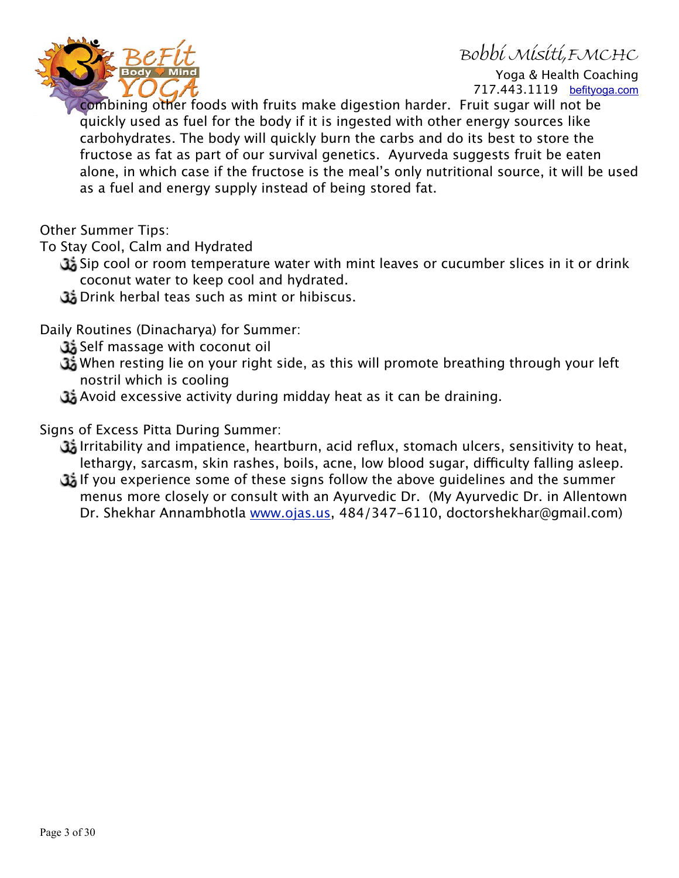combining other foods with fruits make digestion harder. Fruit sugar will not be quickly used as fuel for the body if it is ingested with other energy sources like carbohydrates. The body will quickly burn the carbs and do its best to store the fructose as fat as part of our survival genetics. Ayurveda suggests fruit be eaten alone, in which case if the fructose is the meal's only nutritional source, it will be used as a fuel and energy supply instead of being stored fat.

Other Summer Tips:

To Stay Cool, Calm and Hydrated

- Sip cool or room temperature water with mint leaves or cucumber slices in it or drink coconut water to keep cool and hydrated.
- Drink herbal teas such as mint or hibiscus.

Daily Routines (Dinacharya) for Summer:

- Self massage with coconut oil
- When resting lie on your right side, as this will promote breathing through your left nostril which is cooling
- Avoid excessive activity during midday heat as it can be draining.

Signs of Excess Pitta During Summer:

- Irritability and impatience, heartburn, acid reflux, stomach ulcers, sensitivity to heat, lethargy, sarcasm, skin rashes, boils, acne, low blood sugar, difficulty falling asleep.
- If you experience some of these signs follow the above guidelines and the summer menus more closely or consult with an Ayurvedic Dr. (My Ayurvedic Dr. in Allentown Dr. Shekhar Annambhotla [www.ojas.us](http://www.ojas.us), 484/347-6110, doctorshekhar@gmail.com)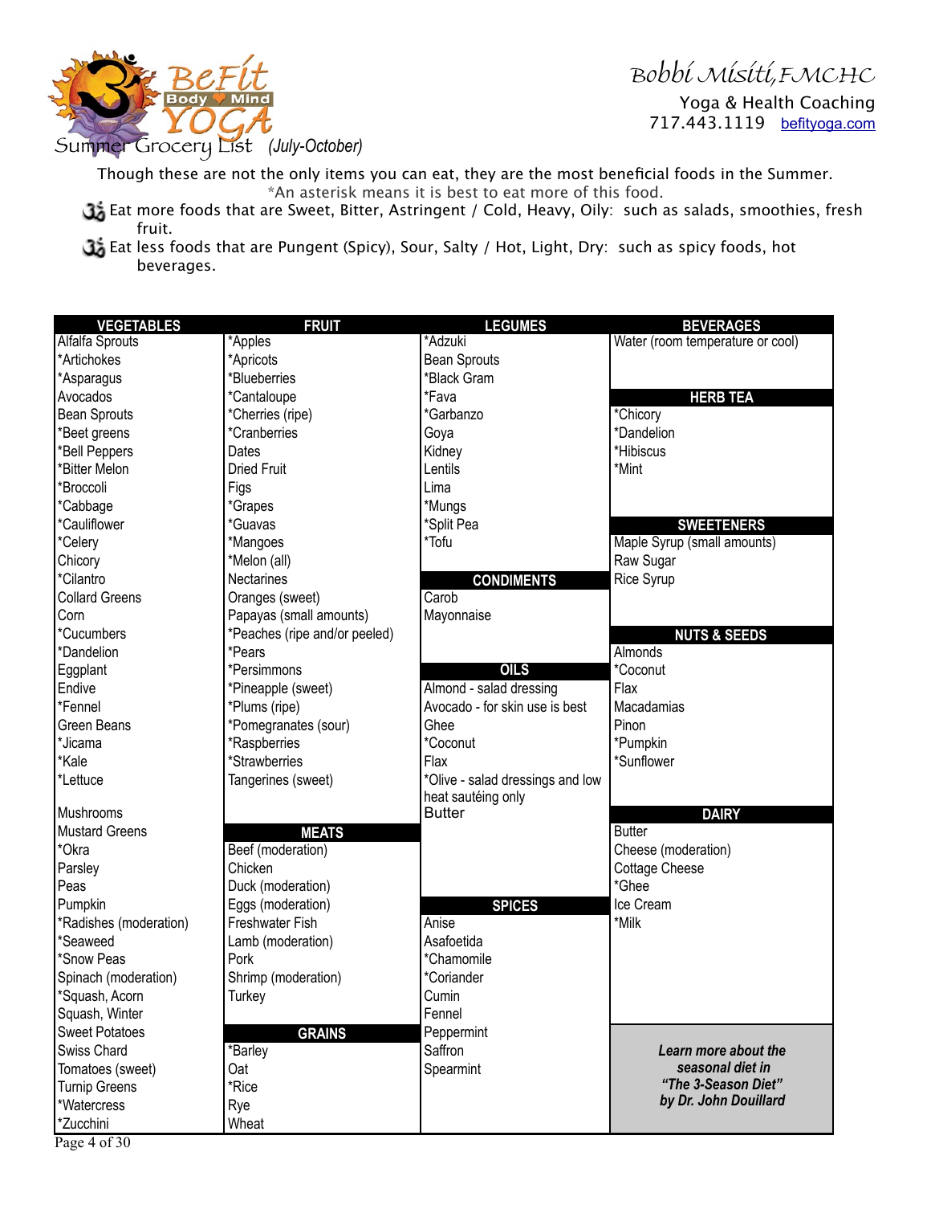# Summer Grocery List *(July-October)*

Bobbi Misiti, FMCHC
Yoga & Health Coaching
717.443.1119 befityoga.com

Though these are not the only items you can eat, they are the most beneficial foods in the Summer.
*An asterisk means it is best to eat more of this food.

- Eat more foods that are Sweet, Bitter, Astringent / Cold, Heavy, Oily: such as salads, smoothies, fresh fruit.
- Eat less foods that are Pungent (Spicy), Sour, Salty / Hot, Light, Dry: such as spicy foods, hot beverages.

| VEGETABLES | FRUIT | LEGUMES | BEVERAGES |
|---|---|---|---|
| Alfalfa Sprouts | *Apples | *Adzuki | Water (room temperature or cool) |
| *Artichokes | *Apricots | Bean Sprouts | |
| *Asparagus | *Blueberries | *Black Gram | |
| Avocados | *Cantaloupe | *Fava | **HERB TEA** |
| Bean Sprouts | *Cherries (ripe) | *Garbanzo | *Chicory |
| *Beet greens | *Cranberries | Goya | *Dandelion |
| *Bell Peppers | Dates | Kidney | *Hibiscus |
| *Bitter Melon | Dried Fruit | Lentils | *Mint |
| *Broccoli | Figs | Lima | |
| *Cabbage | *Grapes | *Mungs | |
| *Cauliflower | *Guavas | *Split Pea | **SWEETENERS** |
| *Celery | *Mangoes | *Tofu | Maple Syrup (small amounts) |
| Chicory | *Melon (all) | | Raw Sugar |
| *Cilantro | Nectarines | **CONDIMENTS** | Rice Syrup |
| Collard Greens | Oranges (sweet) | Carob | |
| Corn | Papayas (small amounts) | Mayonnaise | |
| *Cucumbers | *Peaches (ripe and/or peeled) | | **NUTS & SEEDS** |
| *Dandelion | *Pears | | Almonds |
| Eggplant | *Persimmons | **OILS** | *Coconut |
| Endive | *Pineapple (sweet) | Almond - salad dressing | Flax |
| *Fennel | *Plums (ripe) | Avocado - for skin use is best | Macadamias |
| Green Beans | *Pomegranates (sour) | Ghee | Pinon |
| *Jicama | *Raspberries | *Coconut | *Pumpkin |
| *Kale | *Strawberries | Flax | *Sunflower |
| *Lettuce | Tangerines (sweet) | *Olive - salad dressings and low heat sautéing only | |
| Mushrooms | | Butter | **DAIRY** |
| Mustard Greens | **MEATS** | | Butter |
| *Okra | Beef (moderation) | | Cheese (moderation) |
| Parsley | Chicken | | Cottage Cheese |
| Peas | Duck (moderation) | | *Ghee |
| Pumpkin | Eggs (moderation) | **SPICES** | Ice Cream |
| *Radishes (moderation) | Freshwater Fish | Anise | *Milk |
| *Seaweed | Lamb (moderation) | Asafoetida | |
| *Snow Peas | Pork | *Chamomile | |
| Spinach (moderation) | Shrimp (moderation) | *Coriander | |
| *Squash, Acorn | Turkey | Cumin | |
| Squash, Winter | | Fennel | |
| Sweet Potatoes | **GRAINS** | Peppermint | |
| Swiss Chard | *Barley | Saffron | ***Learn more about the seasonal diet in "The 3-Season Diet" by Dr. John Douillard*** |
| Tomatoes (sweet) | Oat | Spearmint | |
| Turnip Greens | *Rice | | |
| *Watercress | Rye | | |
| *Zucchini | Wheat | | |